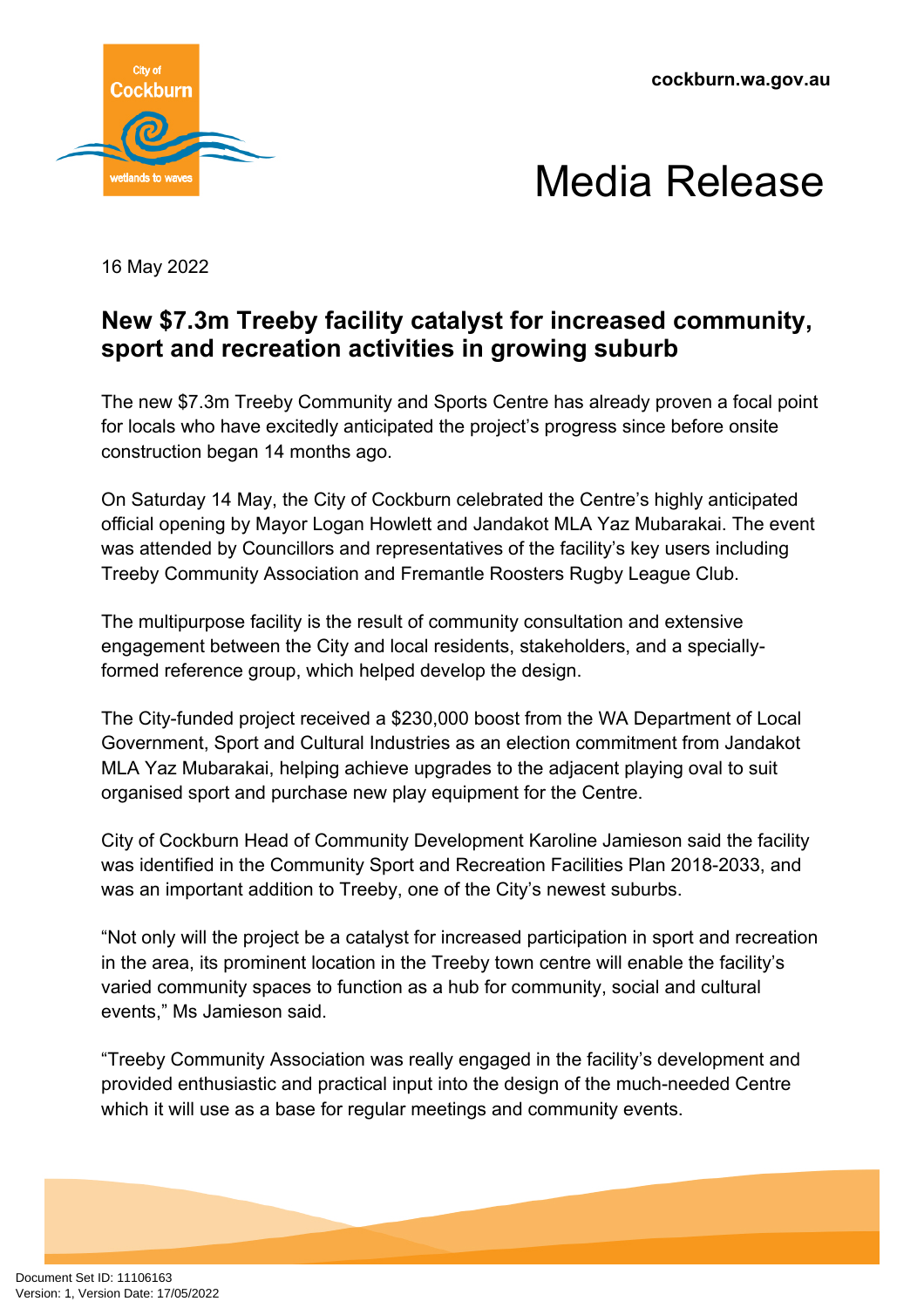Media Release

16 May 2022

## New $7.3m Treeby facility catalyst for increased community, sport and recreation activities in growing suburb

The new $7.3m Treeby Community and Sports Centre has already proven a focal point for locals who have excitedly anticipated the project's progress since before onsite construction began 14 months ago.

On Saturday 14 May, the City of Cockburn celebrated the Centre's highly anticipated official opening by Mayor Logan Howlett and Jandakot MLA Yaz Mubarakai. The event was attended by Councillors and representatives of the facility's key users including Treeby Community Association and Fremantle Roosters Rugby League Club.

The multipurpose facility is the result of community consultation and extensive engagement between the City and local residents, stakeholders, and a specially-formed reference group, which helped develop the design.

The City-funded project received a $230,000 boost from the WA Department of Local Government, Sport and Cultural Industries as an election commitment from Jandakot MLA Yaz Mubarakai, helping achieve upgrades to the adjacent playing oval to suit organised sport and purchase new play equipment for the Centre.

City of Cockburn Head of Community Development Karoline Jamieson said the facility was identified in the Community Sport and Recreation Facilities Plan 2018-2033, and was an important addition to Treeby, one of the City's newest suburbs.

"Not only will the project be a catalyst for increased participation in sport and recreation in the area, its prominent location in the Treeby town centre will enable the facility's varied community spaces to function as a hub for community, social and cultural events," Ms Jamieson said.

"Treeby Community Association was really engaged in the facility's development and provided enthusiastic and practical input into the design of the much-needed Centre which it will use as a base for regular meetings and community events.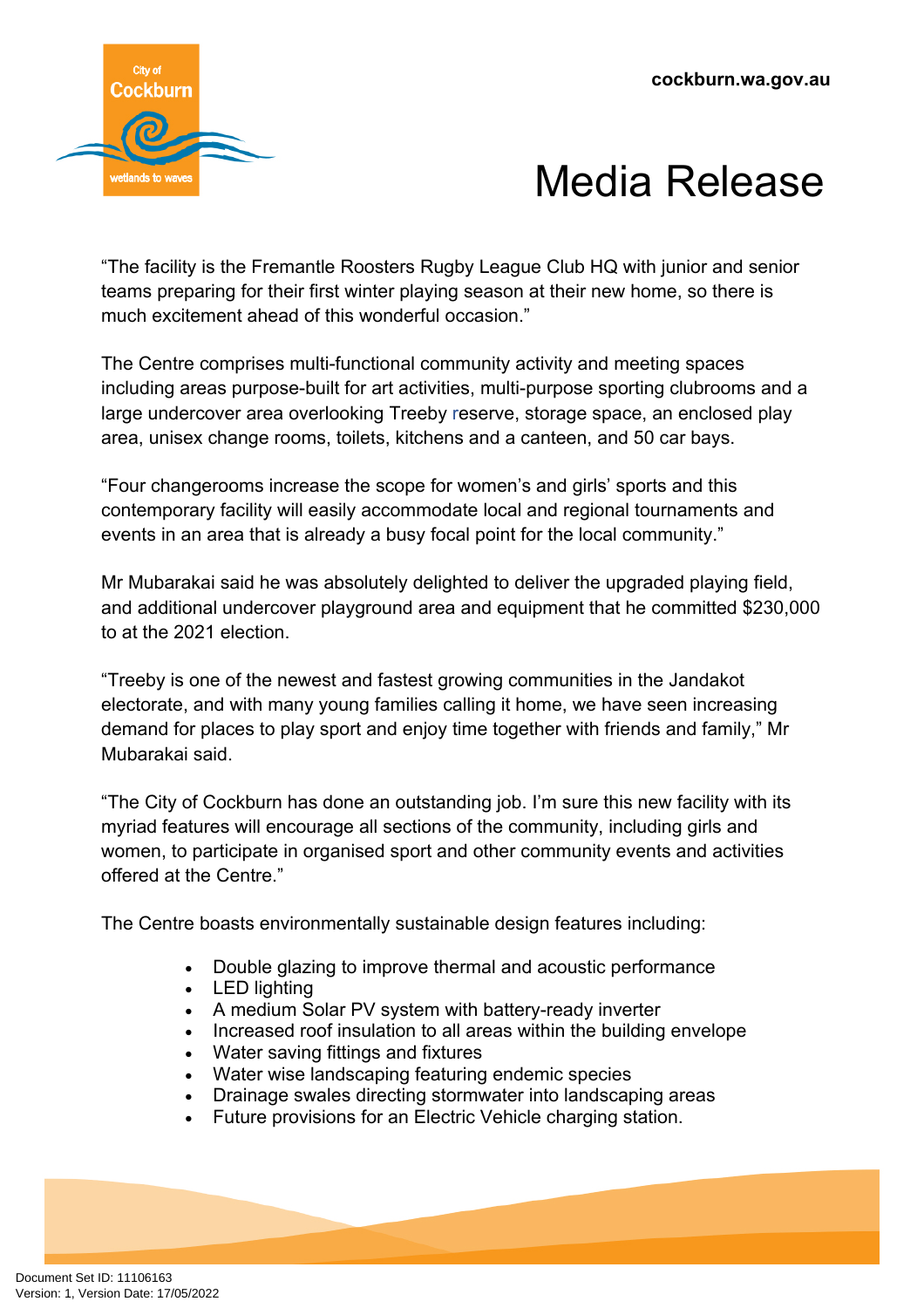"The facility is the Fremantle Roosters Rugby League Club HQ with junior and senior teams preparing for their first winter playing season at their new home, so there is much excitement ahead of this wonderful occasion."

The Centre comprises multi-functional community activity and meeting spaces including areas purpose-built for art activities, multi-purpose sporting clubrooms and a large undercover area overlooking Treeby reserve, storage space, an enclosed play area, unisex change rooms, toilets, kitchens and a canteen, and 50 car bays.

"Four changerooms increase the scope for women's and girls' sports and this contemporary facility will easily accommodate local and regional tournaments and events in an area that is already a busy focal point for the local community."

Mr Mubarakai said he was absolutely delighted to deliver the upgraded playing field, and additional undercover playground area and equipment that he committed $230,000 to at the 2021 election.

"Treeby is one of the newest and fastest growing communities in the Jandakot electorate, and with many young families calling it home, we have seen increasing demand for places to play sport and enjoy time together with friends and family," Mr Mubarakai said.

"The City of Cockburn has done an outstanding job. I'm sure this new facility with its myriad features will encourage all sections of the community, including girls and women, to participate in organised sport and other community events and activities offered at the Centre."

The Centre boasts environmentally sustainable design features including:

- Double glazing to improve thermal and acoustic performance
- LED lighting
- A medium Solar PV system with battery-ready inverter
- Increased roof insulation to all areas within the building envelope
- Water saving fittings and fixtures
- Water wise landscaping featuring endemic species
- Drainage swales directing stormwater into landscaping areas
- Future provisions for an Electric Vehicle charging station.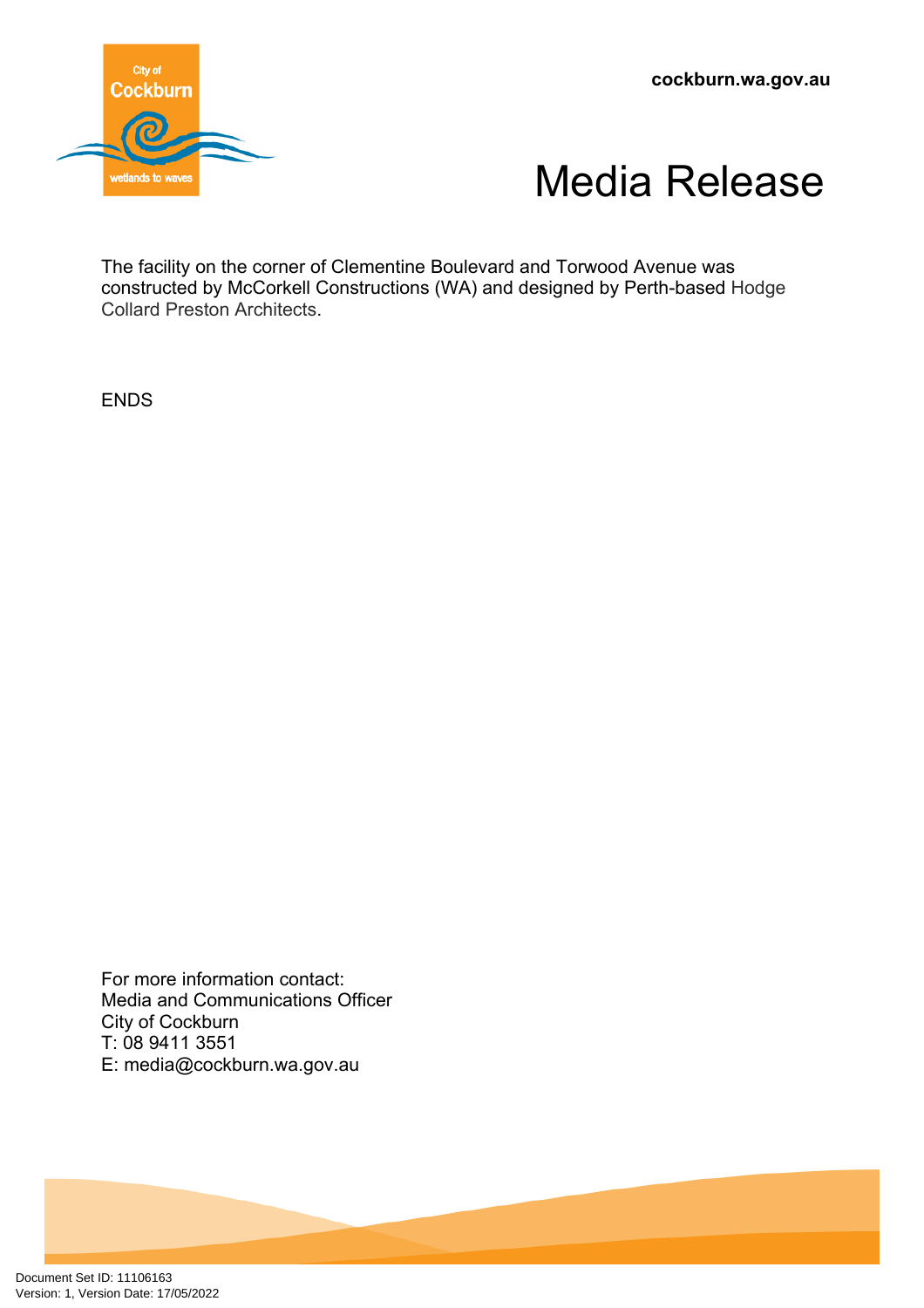The facility on the corner of Clementine Boulevard and Torwood Avenue was constructed by McCorkell Constructions (WA) and designed by Perth-based Hodge Collard Preston Architects.

ENDS

For more information contact:
Media and Communications Officer
City of Cockburn
T: 08 9411 3551
E: media@cockburn.wa.gov.au